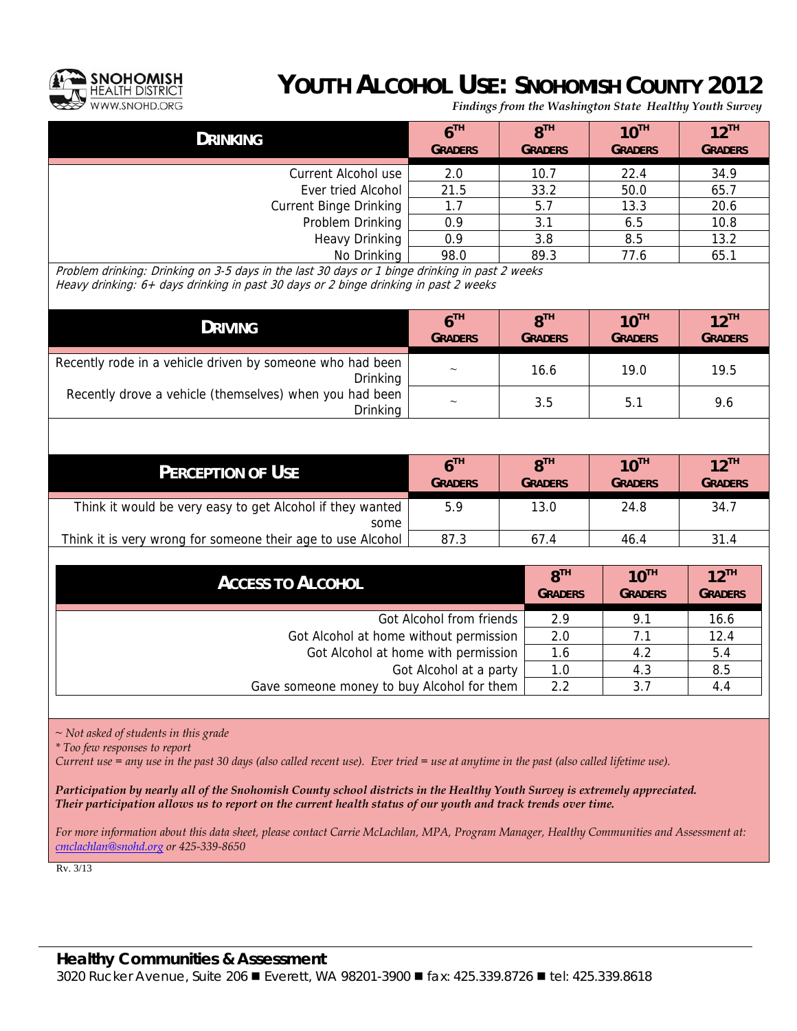SNOHOMISH HEALTH DISTRICT
WWW.SNOHD.ORG

# YOUTH ALCOHOL USE: SNOHOMISH COUNTY 2012

*Findings from the Washington State Healthy Youth Survey*

| DRINKING | 6TH GRADERS | 8TH GRADERS | 10TH GRADERS | 12TH GRADERS |
|---|---|---|---|---|
| Current Alcohol use | 2.0 | 10.7 | 22.4 | 34.9 |
| Ever tried Alcohol | 21.5 | 33.2 | 50.0 | 65.7 |
| Current Binge Drinking | 1.7 | 5.7 | 13.3 | 20.6 |
| Problem Drinking | 0.9 | 3.1 | 6.5 | 10.8 |
| Heavy Drinking | 0.9 | 3.8 | 8.5 | 13.2 |
| No Drinking | 98.0 | 89.3 | 77.6 | 65.1 |

*Problem drinking: Drinking on 3-5 days in the last 30 days or 1 binge drinking in past 2 weeks*
*Heavy drinking: 6+ days drinking in past 30 days or 2 binge drinking in past 2 weeks*

| DRIVING | 6TH GRADERS | 8TH GRADERS | 10TH GRADERS | 12TH GRADERS |
|---|---|---|---|---|
| Recently rode in a vehicle driven by someone who had been Drinking | ~ | 16.6 | 19.0 | 19.5 |
| Recently drove a vehicle (themselves) when you had been Drinking | ~ | 3.5 | 5.1 | 9.6 |

| PERCEPTION OF USE | 6TH GRADERS | 8TH GRADERS | 10TH GRADERS | 12TH GRADERS |
|---|---|---|---|---|
| Think it would be very easy to get Alcohol if they wanted some | 5.9 | 13.0 | 24.8 | 34.7 |
| Think it is very wrong for someone their age to use Alcohol | 87.3 | 67.4 | 46.4 | 31.4 |

| ACCESS TO ALCOHOL | 8TH GRADERS | 10TH GRADERS | 12TH GRADERS |
|---|---|---|---|
| Got Alcohol from friends | 2.9 | 9.1 | 16.6 |
| Got Alcohol at home without permission | 2.0 | 7.1 | 12.4 |
| Got Alcohol at home with permission | 1.6 | 4.2 | 5.4 |
| Got Alcohol at a party | 1.0 | 4.3 | 8.5 |
| Gave someone money to buy Alcohol for them | 2.2 | 3.7 | 4.4 |

*~ Not asked of students in this grade*
*\* Too few responses to report*
*Current use = any use in the past 30 days (also called recent use). Ever tried = use at anytime in the past (also called lifetime use).*

***Participation by nearly all of the Snohomish County school districts in the Healthy Youth Survey is extremely appreciated. Their participation allows us to report on the current health status of our youth and track trends over time.***

*For more information about this data sheet, please contact Carrie McLachlan, MPA, Program Manager, Healthy Communities and Assessment at: cmclachlan@snohd.org or 425-339-8650*

Rv. 3/13

**Healthy Communities & Assessment**
3020 Rucker Avenue, Suite 206 ■ Everett, WA 98201-3900 ■ fax: 425.339.8726 ■ tel: 425.339.8618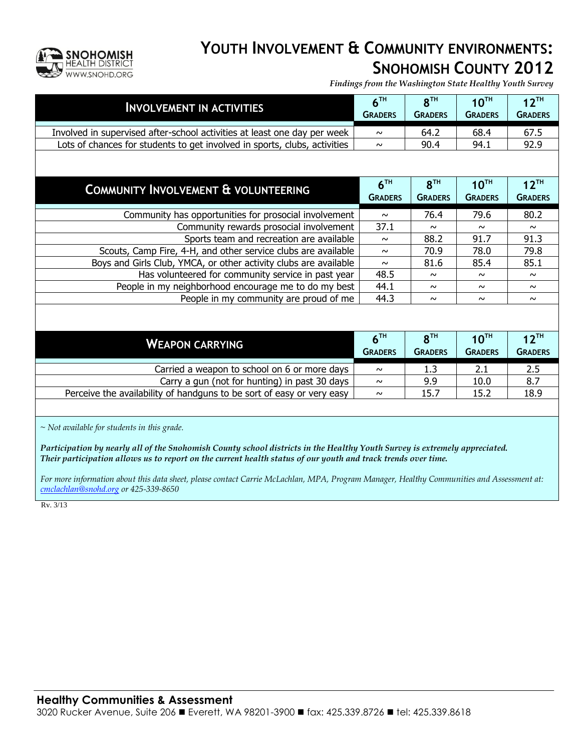# Youth Involvement & Community Environments: Snohomish County 2012

*Findings from the Washington State Healthy Youth Survey*

| Involvement in Activities | 6th Graders | 8th Graders | 10th Graders | 12th Graders |
|---|---|---|---|---|
| Involved in supervised after-school activities at least one day per week | ~ | 64.2 | 68.4 | 67.5 |
| Lots of chances for students to get involved in sports, clubs, activities | ~ | 90.4 | 94.1 | 92.9 |

| Community Involvement & Volunteering | 6th Graders | 8th Graders | 10th Graders | 12th Graders |
|---|---|---|---|---|
| Community has opportunities for prosocial involvement | ~ | 76.4 | 79.6 | 80.2 |
| Community rewards prosocial involvement | 37.1 | ~ | ~ | ~ |
| Sports team and recreation are available | ~ | 88.2 | 91.7 | 91.3 |
| Scouts, Camp Fire, 4-H, and other service clubs are available | ~ | 70.9 | 78.0 | 79.8 |
| Boys and Girls Club, YMCA, or other activity clubs are available | ~ | 81.6 | 85.4 | 85.1 |
| Has volunteered for community service in past year | 48.5 | ~ | ~ | ~ |
| People in my neighborhood encourage me to do my best | 44.1 | ~ | ~ | ~ |
| People in my community are proud of me | 44.3 | ~ | ~ | ~ |

| Weapon Carrying | 6th Graders | 8th Graders | 10th Graders | 12th Graders |
|---|---|---|---|---|
| Carried a weapon to school on 6 or more days | ~ | 1.3 | 2.1 | 2.5 |
| Carry a gun (not for hunting) in past 30 days | ~ | 9.9 | 10.0 | 8.7 |
| Perceive the availability of handguns to be sort of easy or very easy | ~ | 15.7 | 15.2 | 18.9 |

*~ Not available for students in this grade.*

***Participation by nearly all of the Snohomish County school districts in the Healthy Youth Survey is extremely appreciated. Their participation allows us to report on the current health status of our youth and track trends over time.***

*For more information about this data sheet, please contact Carrie McLachlan, MPA, Program Manager, Healthy Communities and Assessment at: cmclachlan@snohd.org or 425-339-8650*

Rv. 3/13

**Healthy Communities & Assessment**
3020 Rucker Avenue, Suite 206 ■ Everett, WA 98201-3900 ■ fax: 425.339.8726 ■ tel: 425.339.8618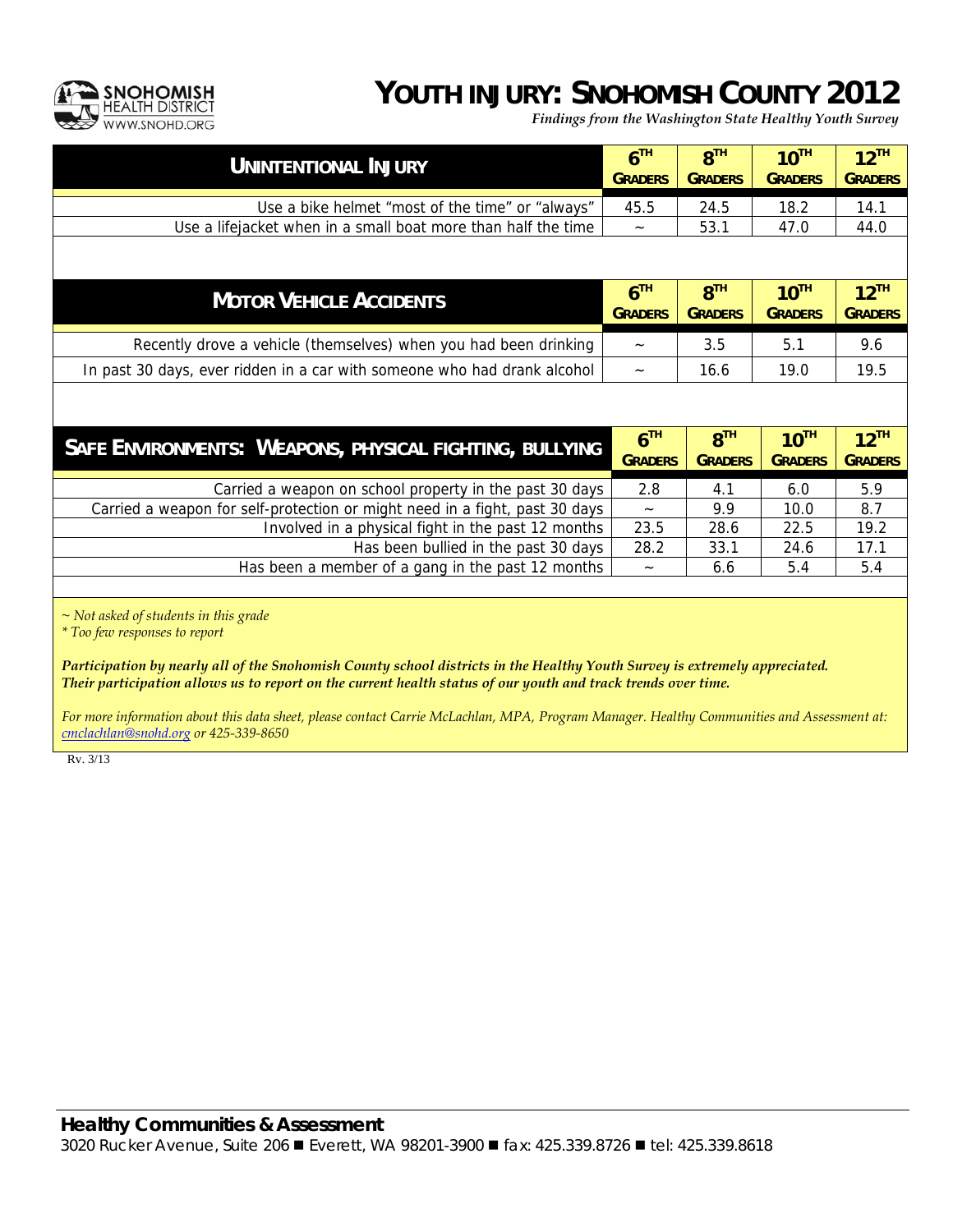# YOUTH INJURY: SNOHOMISH COUNTY 2012

*Findings from the Washington State Healthy Youth Survey*

| UNINTENTIONAL INJURY | 6TH GRADERS | 8TH GRADERS | 10TH GRADERS | 12TH GRADERS |
|---|---|---|---|---|
| Use a bike helmet "most of the time" or "always" | 45.5 | 24.5 | 18.2 | 14.1 |
| Use a lifejacket when in a small boat more than half the time | ~ | 53.1 | 47.0 | 44.0 |

| MOTOR VEHICLE ACCIDENTS | 6TH GRADERS | 8TH GRADERS | 10TH GRADERS | 12TH GRADERS |
|---|---|---|---|---|
| Recently drove a vehicle (themselves) when you had been drinking | ~ | 3.5 | 5.1 | 9.6 |
| In past 30 days, ever ridden in a car with someone who had drank alcohol | ~ | 16.6 | 19.0 | 19.5 |

| SAFE ENVIRONMENTS: WEAPONS, PHYSICAL FIGHTING, BULLYING | 6TH GRADERS | 8TH GRADERS | 10TH GRADERS | 12TH GRADERS |
|---|---|---|---|---|
| Carried a weapon on school property in the past 30 days | 2.8 | 4.1 | 6.0 | 5.9 |
| Carried a weapon for self-protection or might need in a fight, past 30 days | ~ | 9.9 | 10.0 | 8.7 |
| Involved in a physical fight in the past 12 months | 23.5 | 28.6 | 22.5 | 19.2 |
| Has been bullied in the past 30 days | 28.2 | 33.1 | 24.6 | 17.1 |
| Has been a member of a gang in the past 12 months | ~ | 6.6 | 5.4 | 5.4 |

*~ Not asked of students in this grade*
*\* Too few responses to report*

***Participation by nearly all of the Snohomish County school districts in the Healthy Youth Survey is extremely appreciated. Their participation allows us to report on the current health status of our youth and track trends over time.***

*For more information about this data sheet, please contact Carrie McLachlan, MPA, Program Manager. Healthy Communities and Assessment at: cmclachlan@snohd.org or 425-339-8650*

Rv. 3/13

**Healthy Communities & Assessment**
3020 Rucker Avenue, Suite 206 ■ Everett, WA 98201-3900 ■ fax: 425.339.8726 ■ tel: 425.339.8618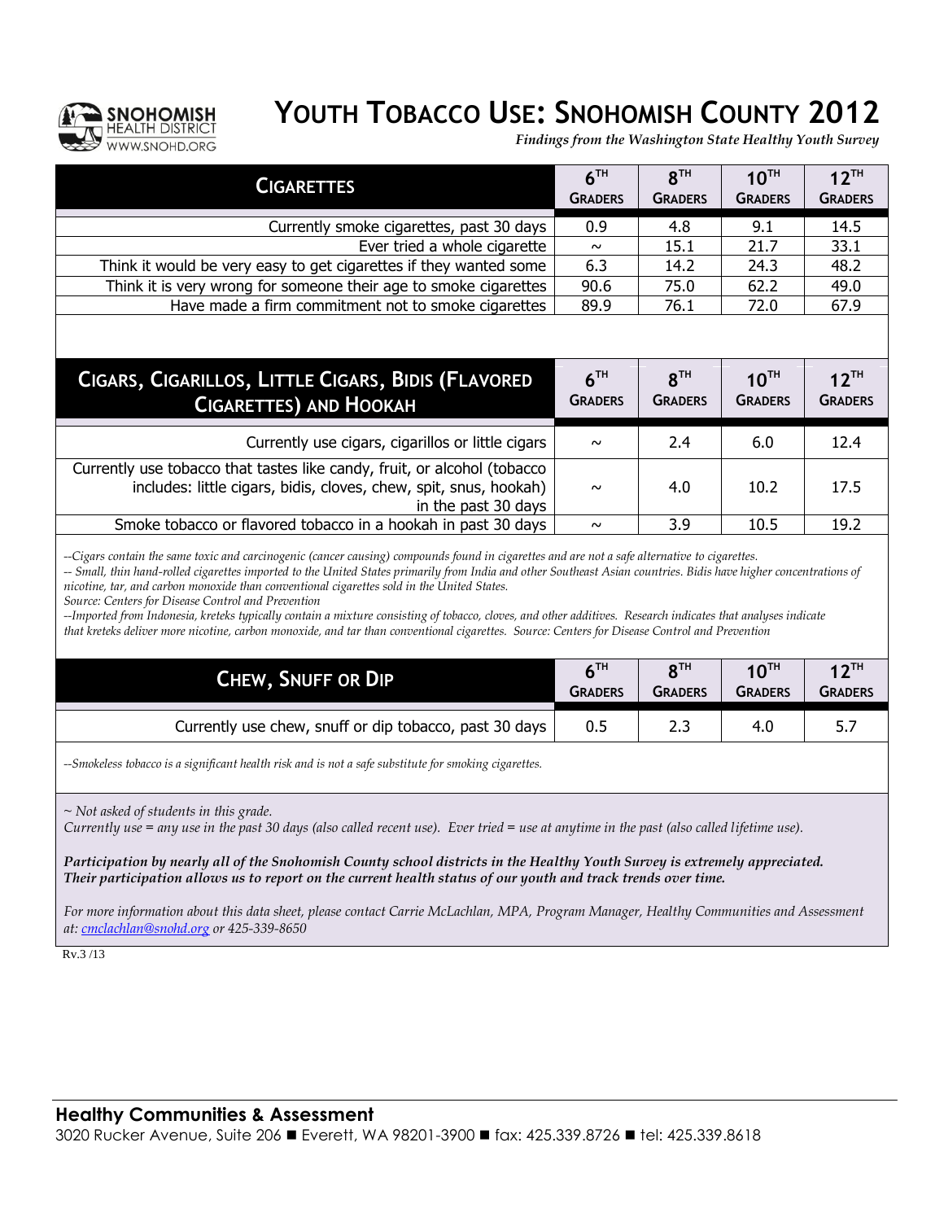SNOHOMISH HEALTH DISTRICT
WWW.SNOHD.ORG

# YOUTH TOBACCO USE: SNOHOMISH COUNTY 2012

*Findings from the Washington State Healthy Youth Survey*

| CIGARETTES | 6TH GRADERS | 8TH GRADERS | 10TH GRADERS | 12TH GRADERS |
|---|---|---|---|---|
| Currently smoke cigarettes, past 30 days | 0.9 | 4.8 | 9.1 | 14.5 |
| Ever tried a whole cigarette | ~ | 15.1 | 21.7 | 33.1 |
| Think it would be very easy to get cigarettes if they wanted some | 6.3 | 14.2 | 24.3 | 48.2 |
| Think it is very wrong for someone their age to smoke cigarettes | 90.6 | 75.0 | 62.2 | 49.0 |
| Have made a firm commitment not to smoke cigarettes | 89.9 | 76.1 | 72.0 | 67.9 |

| CIGARS, CIGARILLOS, LITTLE CIGARS, BIDIS (FLAVORED CIGARETTES) AND HOOKAH | 6TH GRADERS | 8TH GRADERS | 10TH GRADERS | 12TH GRADERS |
|---|---|---|---|---|
| Currently use cigars, cigarillos or little cigars | ~ | 2.4 | 6.0 | 12.4 |
| Currently use tobacco that tastes like candy, fruit, or alcohol (tobacco includes: little cigars, bidis, cloves, chew, spit, snus, hookah) in the past 30 days | ~ | 4.0 | 10.2 | 17.5 |
| Smoke tobacco or flavored tobacco in a hookah in past 30 days | ~ | 3.9 | 10.5 | 19.2 |

*--Cigars contain the same toxic and carcinogenic (cancer causing) compounds found in cigarettes and are not a safe alternative to cigarettes.*
*-- Small, thin hand-rolled cigarettes imported to the United States primarily from India and other Southeast Asian countries. Bidis have higher concentrations of nicotine, tar, and carbon monoxide than conventional cigarettes sold in the United States.*
*Source: Centers for Disease Control and Prevention*
*--Imported from Indonesia, kreteks typically contain a mixture consisting of tobacco, cloves, and other additives. Research indicates that analyses indicate that kreteks deliver more nicotine, carbon monoxide, and tar than conventional cigarettes. Source: Centers for Disease Control and Prevention*

| CHEW, SNUFF OR DIP | 6TH GRADERS | 8TH GRADERS | 10TH GRADERS | 12TH GRADERS |
|---|---|---|---|---|
| Currently use chew, snuff or dip tobacco, past 30 days | 0.5 | 2.3 | 4.0 | 5.7 |

*--Smokeless tobacco is a significant health risk and is not a safe substitute for smoking cigarettes.*

*~ Not asked of students in this grade.*
*Currently use = any use in the past 30 days (also called recent use). Ever tried = use at anytime in the past (also called lifetime use).*

***Participation by nearly all of the Snohomish County school districts in the Healthy Youth Survey is extremely appreciated. Their participation allows us to report on the current health status of our youth and track trends over time.***

*For more information about this data sheet, please contact Carrie McLachlan, MPA, Program Manager, Healthy Communities and Assessment at: cmclachlan@snohd.org or 425-339-8650*

Rv.3 /13

**Healthy Communities & Assessment**
3020 Rucker Avenue, Suite 206 ■ Everett, WA 98201-3900 ■ fax: 425.339.8726 ■ tel: 425.339.8618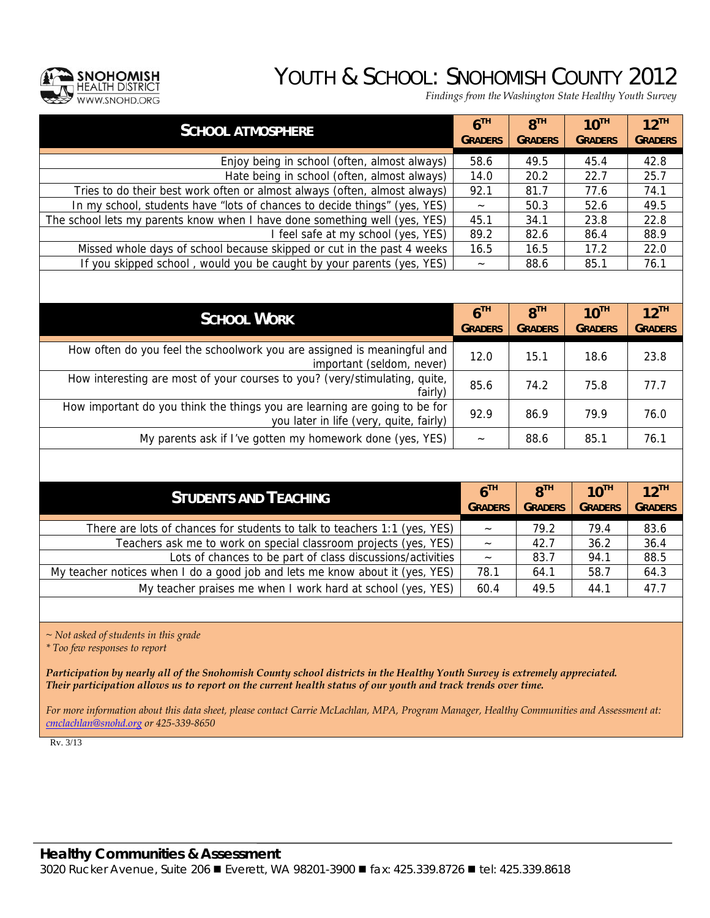# YOUTH & SCHOOL: SNOHOMISH COUNTY 2012

*Findings from the Washington State Healthy Youth Survey*

| SCHOOL ATMOSPHERE | 6TH GRADERS | 8TH GRADERS | 10TH GRADERS | 12TH GRADERS |
|---|---|---|---|---|
| Enjoy being in school (often, almost always) | 58.6 | 49.5 | 45.4 | 42.8 |
| Hate being in school (often, almost always) | 14.0 | 20.2 | 22.7 | 25.7 |
| Tries to do their best work often or almost always (often, almost always) | 92.1 | 81.7 | 77.6 | 74.1 |
| In my school, students have "lots of chances to decide things" (yes, YES) | ~ | 50.3 | 52.6 | 49.5 |
| The school lets my parents know when I have done something well (yes, YES) | 45.1 | 34.1 | 23.8 | 22.8 |
| I feel safe at my school (yes, YES) | 89.2 | 82.6 | 86.4 | 88.9 |
| Missed whole days of school because skipped or cut in the past 4 weeks | 16.5 | 16.5 | 17.2 | 22.0 |
| If you skipped school , would you be caught by your parents (yes, YES) | ~ | 88.6 | 85.1 | 76.1 |

| SCHOOL WORK | 6TH GRADERS | 8TH GRADERS | 10TH GRADERS | 12TH GRADERS |
|---|---|---|---|---|
| How often do you feel the schoolwork you are assigned is meaningful and important (seldom, never) | 12.0 | 15.1 | 18.6 | 23.8 |
| How interesting are most of your courses to you? (very/stimulating, quite, fairly) | 85.6 | 74.2 | 75.8 | 77.7 |
| How important do you think the things you are learning are going to be for you later in life (very, quite, fairly) | 92.9 | 86.9 | 79.9 | 76.0 |
| My parents ask if I've gotten my homework done (yes, YES) | ~ | 88.6 | 85.1 | 76.1 |

| STUDENTS AND TEACHING | 6TH GRADERS | 8TH GRADERS | 10TH GRADERS | 12TH GRADERS |
|---|---|---|---|---|
| There are lots of chances for students to talk to teachers 1:1 (yes, YES) | ~ | 79.2 | 79.4 | 83.6 |
| Teachers ask me to work on special classroom projects (yes, YES) | ~ | 42.7 | 36.2 | 36.4 |
| Lots of chances to be part of class discussions/activities | ~ | 83.7 | 94.1 | 88.5 |
| My teacher notices when I do a good job and lets me know about it (yes, YES) | 78.1 | 64.1 | 58.7 | 64.3 |
| My teacher praises me when I work hard at school (yes, YES) | 60.4 | 49.5 | 44.1 | 47.7 |

*~ Not asked of students in this grade*
*\* Too few responses to report*

***Participation by nearly all of the Snohomish County school districts in the Healthy Youth Survey is extremely appreciated. Their participation allows us to report on the current health status of our youth and track trends over time.***

*For more information about this data sheet, please contact Carrie McLachlan, MPA, Program Manager, Healthy Communities and Assessment at: cmclachlan@snohd.org or 425-339-8650*

Rv. 3/13

**Healthy Communities & Assessment**
3020 Rucker Avenue, Suite 206 ■ Everett, WA 98201-3900 ■ fax: 425.339.8726 ■ tel: 425.339.8618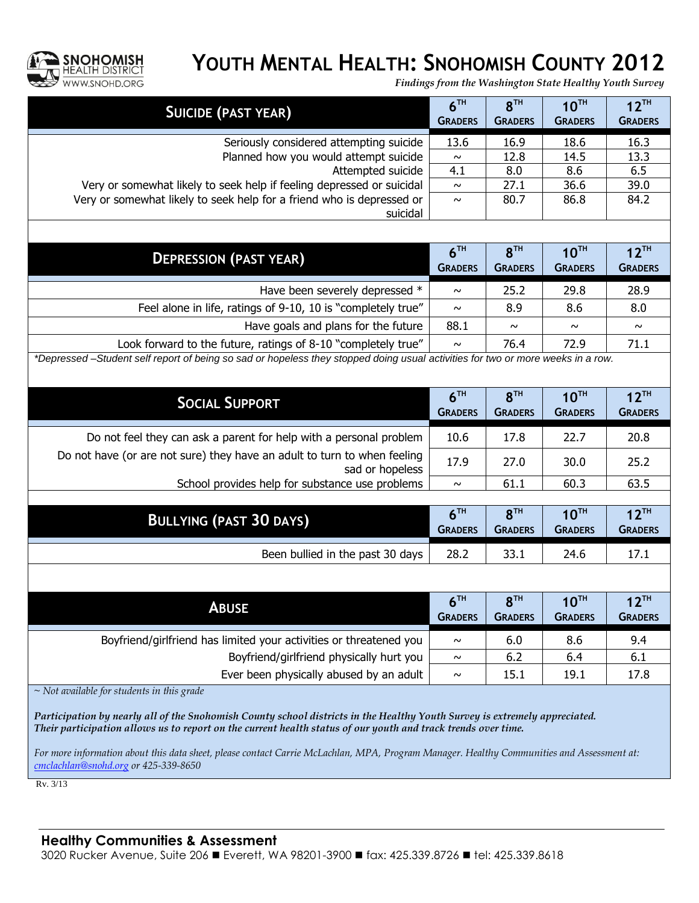# YOUTH MENTAL HEALTH: SNOHOMISH COUNTY 2012

*Findings from the Washington State Healthy Youth Survey*

| SUICIDE (PAST YEAR) | 6TH GRADERS | 8TH GRADERS | 10TH GRADERS | 12TH GRADERS |
|---|---|---|---|---|
| Seriously considered attempting suicide | 13.6 | 16.9 | 18.6 | 16.3 |
| Planned how you would attempt suicide | ~ | 12.8 | 14.5 | 13.3 |
| Attempted suicide | 4.1 | 8.0 | 8.6 | 6.5 |
| Very or somewhat likely to seek help if feeling depressed or suicidal | ~ | 27.1 | 36.6 | 39.0 |
| Very or somewhat likely to seek help for a friend who is depressed or suicidal | ~ | 80.7 | 86.8 | 84.2 |

| DEPRESSION (PAST YEAR) | 6TH GRADERS | 8TH GRADERS | 10TH GRADERS | 12TH GRADERS |
|---|---|---|---|---|
| Have been severely depressed * | ~ | 25.2 | 29.8 | 28.9 |
| Feel alone in life, ratings of 9-10, 10 is "completely true" | ~ | 8.9 | 8.6 | 8.0 |
| Have goals and plans for the future | 88.1 | ~ | ~ | ~ |
| Look forward to the future, ratings of 8-10 "completely true" | ~ | 76.4 | 72.9 | 71.1 |

*\*Depressed –Student self report of being so sad or hopeless they stopped doing usual activities for two or more weeks in a row.*

| SOCIAL SUPPORT | 6TH GRADERS | 8TH GRADERS | 10TH GRADERS | 12TH GRADERS |
|---|---|---|---|---|
| Do not feel they can ask a parent for help with a personal problem | 10.6 | 17.8 | 22.7 | 20.8 |
| Do not have (or are not sure) they have an adult to turn to when feeling sad or hopeless | 17.9 | 27.0 | 30.0 | 25.2 |
| School provides help for substance use problems | ~ | 61.1 | 60.3 | 63.5 |

| BULLYING (PAST 30 DAYS) | 6TH GRADERS | 8TH GRADERS | 10TH GRADERS | 12TH GRADERS |
|---|---|---|---|---|
| Been bullied in the past 30 days | 28.2 | 33.1 | 24.6 | 17.1 |

| ABUSE | 6TH GRADERS | 8TH GRADERS | 10TH GRADERS | 12TH GRADERS |
|---|---|---|---|---|
| Boyfriend/girlfriend has limited your activities or threatened you | ~ | 6.0 | 8.6 | 9.4 |
| Boyfriend/girlfriend physically hurt you | ~ | 6.2 | 6.4 | 6.1 |
| Ever been physically abused by an adult | ~ | 15.1 | 19.1 | 17.8 |

*~ Not available for students in this grade*

***Participation by nearly all of the Snohomish County school districts in the Healthy Youth Survey is extremely appreciated. Their participation allows us to report on the current health status of our youth and track trends over time.***

*For more information about this data sheet, please contact Carrie McLachlan, MPA, Program Manager. Healthy Communities and Assessment at: cmclachlan@snohd.org or 425-339-8650*

Rv. 3/13

**Healthy Communities & Assessment**

3020 Rucker Avenue, Suite 206 ■ Everett, WA 98201-3900 ■ fax: 425.339.8726 ■ tel: 425.339.8618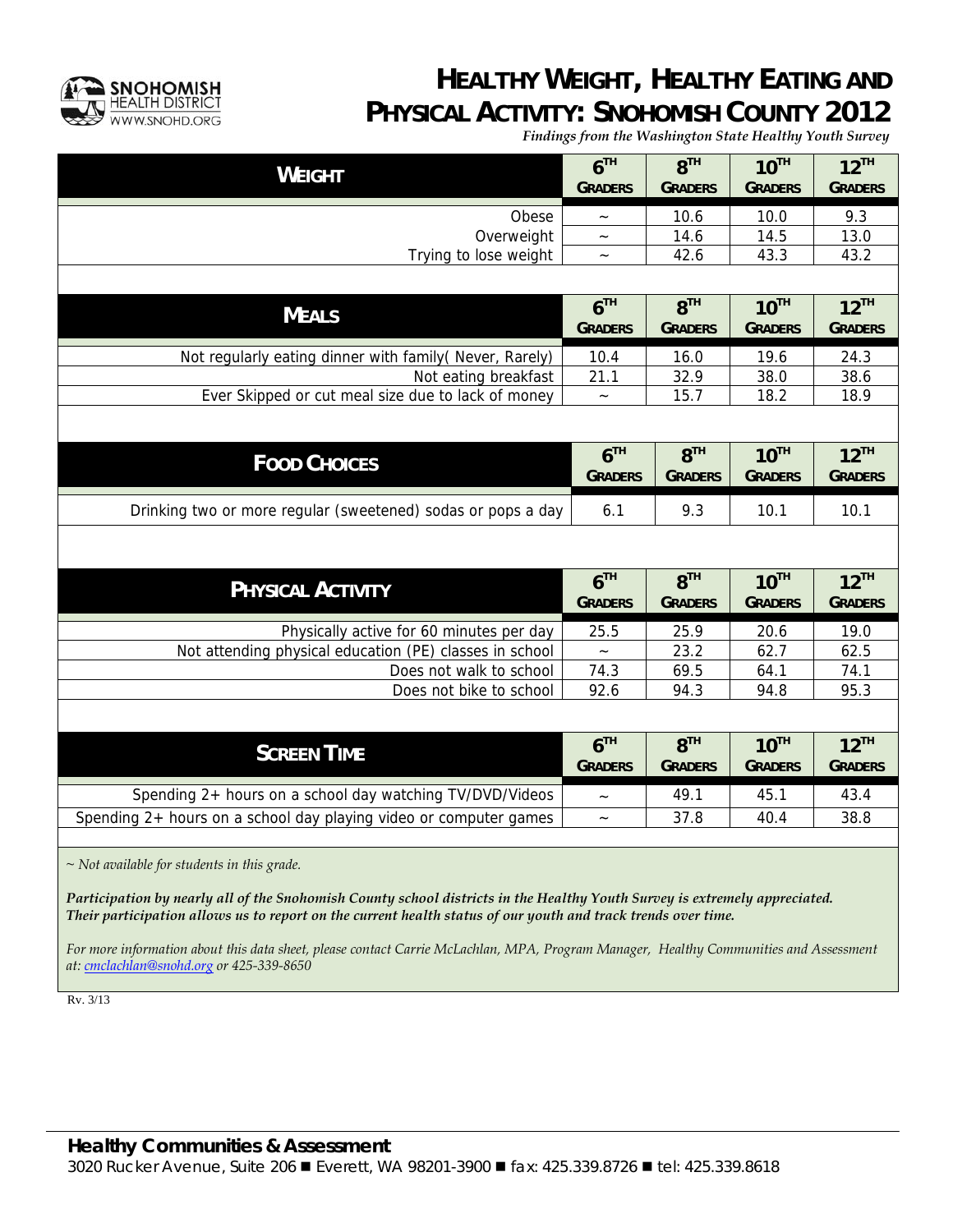# HEALTHY WEIGHT, HEALTHY EATING AND PHYSICAL ACTIVITY: SNOHOMISH COUNTY 2012

*Findings from the Washington State Healthy Youth Survey*

| WEIGHT | 6TH GRADERS | 8TH GRADERS | 10TH GRADERS | 12TH GRADERS |
|---|---|---|---|---|
| Obese | ~ | 10.6 | 10.0 | 9.3 |
| Overweight | ~ | 14.6 | 14.5 | 13.0 |
| Trying to lose weight | ~ | 42.6 | 43.3 | 43.2 |

| MEALS | 6TH GRADERS | 8TH GRADERS | 10TH GRADERS | 12TH GRADERS |
|---|---|---|---|---|
| Not regularly eating dinner with family( Never, Rarely) | 10.4 | 16.0 | 19.6 | 24.3 |
| Not eating breakfast | 21.1 | 32.9 | 38.0 | 38.6 |
| Ever Skipped or cut meal size due to lack of money | ~ | 15.7 | 18.2 | 18.9 |

| FOOD CHOICES | 6TH GRADERS | 8TH GRADERS | 10TH GRADERS | 12TH GRADERS |
|---|---|---|---|---|
| Drinking two or more regular (sweetened) sodas or pops a day | 6.1 | 9.3 | 10.1 | 10.1 |

| PHYSICAL ACTIVITY | 6TH GRADERS | 8TH GRADERS | 10TH GRADERS | 12TH GRADERS |
|---|---|---|---|---|
| Physically active for 60 minutes per day | 25.5 | 25.9 | 20.6 | 19.0 |
| Not attending physical education (PE) classes in school | ~ | 23.2 | 62.7 | 62.5 |
| Does not walk to school | 74.3 | 69.5 | 64.1 | 74.1 |
| Does not bike to school | 92.6 | 94.3 | 94.8 | 95.3 |

| SCREEN TIME | 6TH GRADERS | 8TH GRADERS | 10TH GRADERS | 12TH GRADERS |
|---|---|---|---|---|
| Spending 2+ hours on a school day watching TV/DVD/Videos | ~ | 49.1 | 45.1 | 43.4 |
| Spending 2+ hours on a school day playing video or computer games | ~ | 37.8 | 40.4 | 38.8 |

*~ Not available for students in this grade.*

***Participation by nearly all of the Snohomish County school districts in the Healthy Youth Survey is extremely appreciated. Their participation allows us to report on the current health status of our youth and track trends over time.***

*For more information about this data sheet, please contact Carrie McLachlan, MPA, Program Manager, Healthy Communities and Assessment at: cmclachlan@snohd.org or 425-339-8650*

Rv. 3/13

**Healthy Communities & Assessment**
3020 Rucker Avenue, Suite 206 ■ Everett, WA 98201-3900 ■ fax: 425.339.8726 ■ tel: 425.339.8618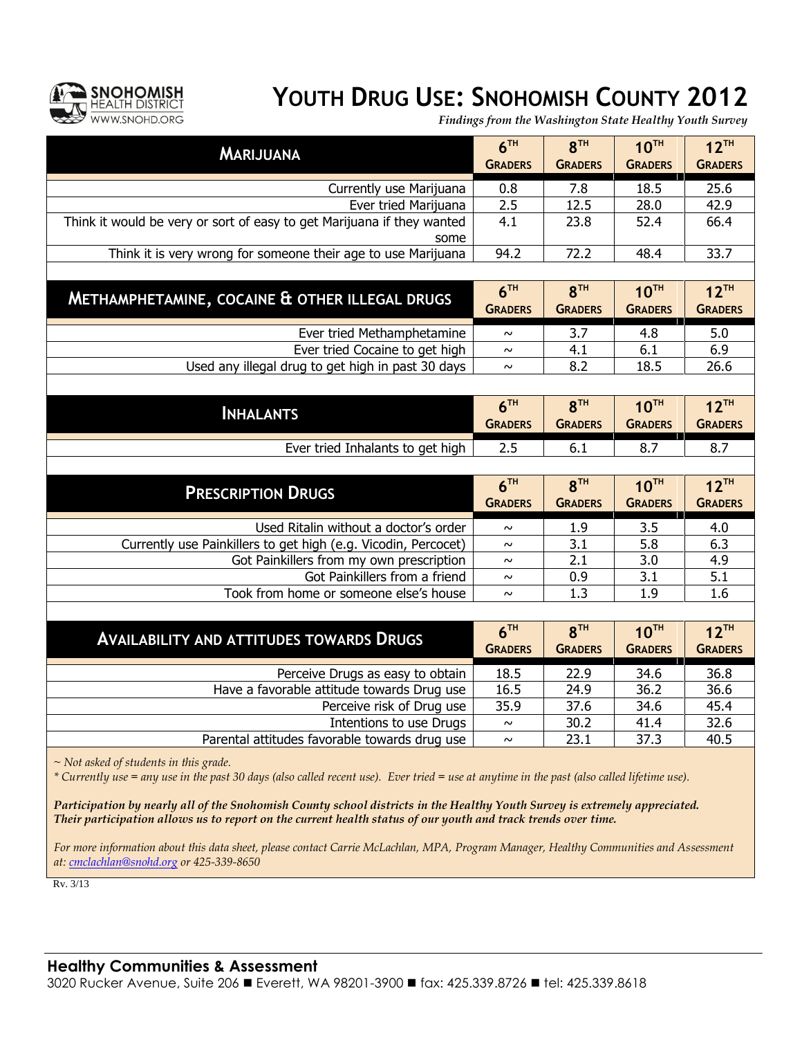# YOUTH DRUG USE: SNOHOMISH COUNTY 2012

*Findings from the Washington State Healthy Youth Survey*

| MARIJUANA | 6TH GRADERS | 8TH GRADERS | 10TH GRADERS | 12TH GRADERS |
|---|---|---|---|---|
| Currently use Marijuana | 0.8 | 7.8 | 18.5 | 25.6 |
| Ever tried Marijuana | 2.5 | 12.5 | 28.0 | 42.9 |
| Think it would be very or sort of easy to get Marijuana if they wanted some | 4.1 | 23.8 | 52.4 | 66.4 |
| Think it is very wrong for someone their age to use Marijuana | 94.2 | 72.2 | 48.4 | 33.7 |

| METHAMPHETAMINE, COCAINE & OTHER ILLEGAL DRUGS | 6TH GRADERS | 8TH GRADERS | 10TH GRADERS | 12TH GRADERS |
|---|---|---|---|---|
| Ever tried Methamphetamine | ~ | 3.7 | 4.8 | 5.0 |
| Ever tried Cocaine to get high | ~ | 4.1 | 6.1 | 6.9 |
| Used any illegal drug to get high in past 30 days | ~ | 8.2 | 18.5 | 26.6 |

| INHALANTS | 6TH GRADERS | 8TH GRADERS | 10TH GRADERS | 12TH GRADERS |
|---|---|---|---|---|
| Ever tried Inhalants to get high | 2.5 | 6.1 | 8.7 | 8.7 |

| PRESCRIPTION DRUGS | 6TH GRADERS | 8TH GRADERS | 10TH GRADERS | 12TH GRADERS |
|---|---|---|---|---|
| Used Ritalin without a doctor's order | ~ | 1.9 | 3.5 | 4.0 |
| Currently use Painkillers to get high (e.g. Vicodin, Percocet) | ~ | 3.1 | 5.8 | 6.3 |
| Got Painkillers from my own prescription | ~ | 2.1 | 3.0 | 4.9 |
| Got Painkillers from a friend | ~ | 0.9 | 3.1 | 5.1 |
| Took from home or someone else's house | ~ | 1.3 | 1.9 | 1.6 |

| AVAILABILITY AND ATTITUDES TOWARDS DRUGS | 6TH GRADERS | 8TH GRADERS | 10TH GRADERS | 12TH GRADERS |
|---|---|---|---|---|
| Perceive Drugs as easy to obtain | 18.5 | 22.9 | 34.6 | 36.8 |
| Have a favorable attitude towards Drug use | 16.5 | 24.9 | 36.2 | 36.6 |
| Perceive risk of Drug use | 35.9 | 37.6 | 34.6 | 45.4 |
| Intentions to use Drugs | ~ | 30.2 | 41.4 | 32.6 |
| Parental attitudes favorable towards drug use | ~ | 23.1 | 37.3 | 40.5 |

*~ Not asked of students in this grade.*
*\* Currently use = any use in the past 30 days (also called recent use). Ever tried = use at anytime in the past (also called lifetime use).*

***Participation by nearly all of the Snohomish County school districts in the Healthy Youth Survey is extremely appreciated. Their participation allows us to report on the current health status of our youth and track trends over time.***

*For more information about this data sheet, please contact Carrie McLachlan, MPA, Program Manager, Healthy Communities and Assessment at: cmclachlan@snohd.org or 425-339-8650*

Rv. 3/13

**Healthy Communities & Assessment**
3020 Rucker Avenue, Suite 206 ■ Everett, WA 98201-3900 ■ fax: 425.339.8726 ■ tel: 425.339.8618